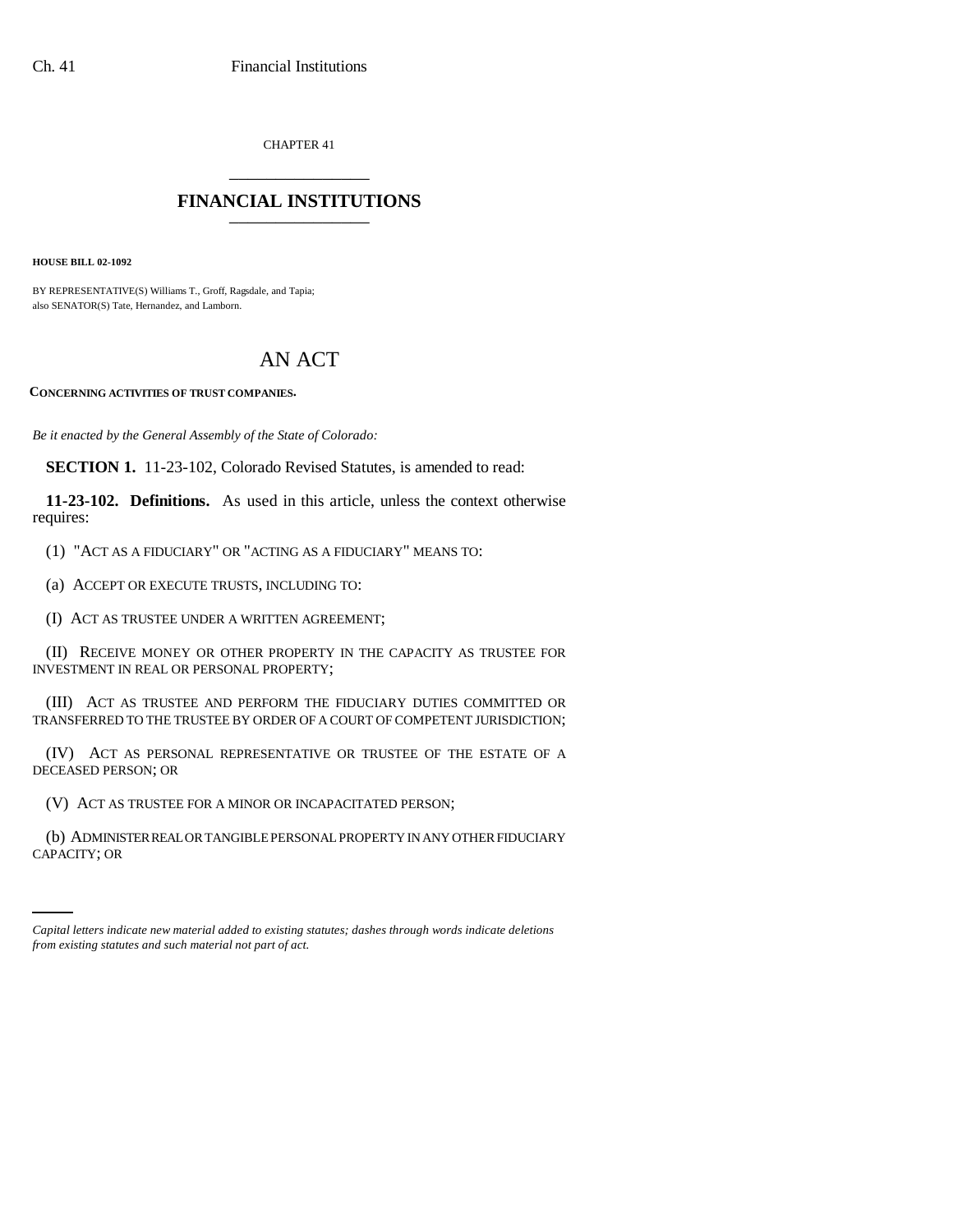CHAPTER 41

# FINANCIAL INSTITUTIONS

**HOUSE BILL 02-1092**

BY REPRESENTATIVE(S) Williams T., Groff, Ragsdale, and Tapia;
also SENATOR(S) Tate, Hernandez, and Lamborn.

## AN ACT

**CONCERNING ACTIVITIES OF TRUST COMPANIES.**

*Be it enacted by the General Assembly of the State of Colorado:*

**SECTION 1.** 11-23-102, Colorado Revised Statutes, is amended to read:

**11-23-102. Definitions.** As used in this article, unless the context otherwise requires:

(1) "ACT AS A FIDUCIARY" OR "ACTING AS A FIDUCIARY" MEANS TO:

(a) ACCEPT OR EXECUTE TRUSTS, INCLUDING TO:

(I) ACT AS TRUSTEE UNDER A WRITTEN AGREEMENT;

(II) RECEIVE MONEY OR OTHER PROPERTY IN THE CAPACITY AS TRUSTEE FOR INVESTMENT IN REAL OR PERSONAL PROPERTY;

(III) ACT AS TRUSTEE AND PERFORM THE FIDUCIARY DUTIES COMMITTED OR TRANSFERRED TO THE TRUSTEE BY ORDER OF A COURT OF COMPETENT JURISDICTION;

(IV) ACT AS PERSONAL REPRESENTATIVE OR TRUSTEE OF THE ESTATE OF A DECEASED PERSON; OR

(V) ACT AS TRUSTEE FOR A MINOR OR INCAPACITATED PERSON;

(b) ADMINISTER REAL OR TANGIBLE PERSONAL PROPERTY IN ANY OTHER FIDUCIARY CAPACITY; OR

*Capital letters indicate new material added to existing statutes; dashes through words indicate deletions from existing statutes and such material not part of act.*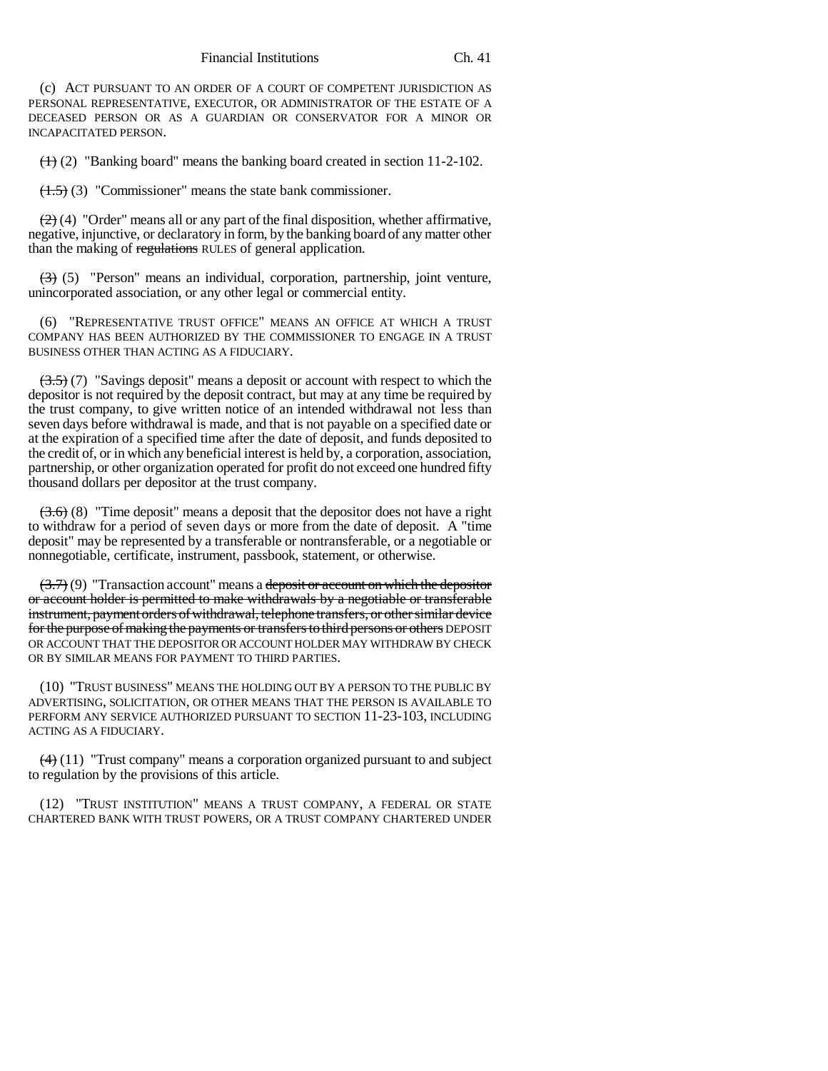(c) ACT PURSUANT TO AN ORDER OF A COURT OF COMPETENT JURISDICTION AS PERSONAL REPRESENTATIVE, EXECUTOR, OR ADMINISTRATOR OF THE ESTATE OF A DECEASED PERSON OR AS A GUARDIAN OR CONSERVATOR FOR A MINOR OR INCAPACITATED PERSON.

~~(1)~~ (2) "Banking board" means the banking board created in section 11-2-102.

~~(1.5)~~ (3) "Commissioner" means the state bank commissioner.

~~(2)~~ (4) "Order" means all or any part of the final disposition, whether affirmative, negative, injunctive, or declaratory in form, by the banking board of any matter other than the making of ~~regulations~~ RULES of general application.

~~(3)~~ (5) "Person" means an individual, corporation, partnership, joint venture, unincorporated association, or any other legal or commercial entity.

(6) "REPRESENTATIVE TRUST OFFICE" MEANS AN OFFICE AT WHICH A TRUST COMPANY HAS BEEN AUTHORIZED BY THE COMMISSIONER TO ENGAGE IN A TRUST BUSINESS OTHER THAN ACTING AS A FIDUCIARY.

~~(3.5)~~ (7) "Savings deposit" means a deposit or account with respect to which the depositor is not required by the deposit contract, but may at any time be required by the trust company, to give written notice of an intended withdrawal not less than seven days before withdrawal is made, and that is not payable on a specified date or at the expiration of a specified time after the date of deposit, and funds deposited to the credit of, or in which any beneficial interest is held by, a corporation, association, partnership, or other organization operated for profit do not exceed one hundred fifty thousand dollars per depositor at the trust company.

~~(3.6)~~ (8) "Time deposit" means a deposit that the depositor does not have a right to withdraw for a period of seven days or more from the date of deposit. A "time deposit" may be represented by a transferable or nontransferable, or a negotiable or nonnegotiable, certificate, instrument, passbook, statement, or otherwise.

~~(3.7)~~ (9) "Transaction account" means a ~~deposit or account on which the depositor or account holder is permitted to make withdrawals by a negotiable or transferable instrument, payment orders of withdrawal, telephone transfers, or other similar device for the purpose of making the payments or transfers to third persons or others~~ DEPOSIT OR ACCOUNT THAT THE DEPOSITOR OR ACCOUNT HOLDER MAY WITHDRAW BY CHECK OR BY SIMILAR MEANS FOR PAYMENT TO THIRD PARTIES.

(10) "TRUST BUSINESS" MEANS THE HOLDING OUT BY A PERSON TO THE PUBLIC BY ADVERTISING, SOLICITATION, OR OTHER MEANS THAT THE PERSON IS AVAILABLE TO PERFORM ANY SERVICE AUTHORIZED PURSUANT TO SECTION 11-23-103, INCLUDING ACTING AS A FIDUCIARY.

~~(4)~~ (11) "Trust company" means a corporation organized pursuant to and subject to regulation by the provisions of this article.

(12) "TRUST INSTITUTION" MEANS A TRUST COMPANY, A FEDERAL OR STATE CHARTERED BANK WITH TRUST POWERS, OR A TRUST COMPANY CHARTERED UNDER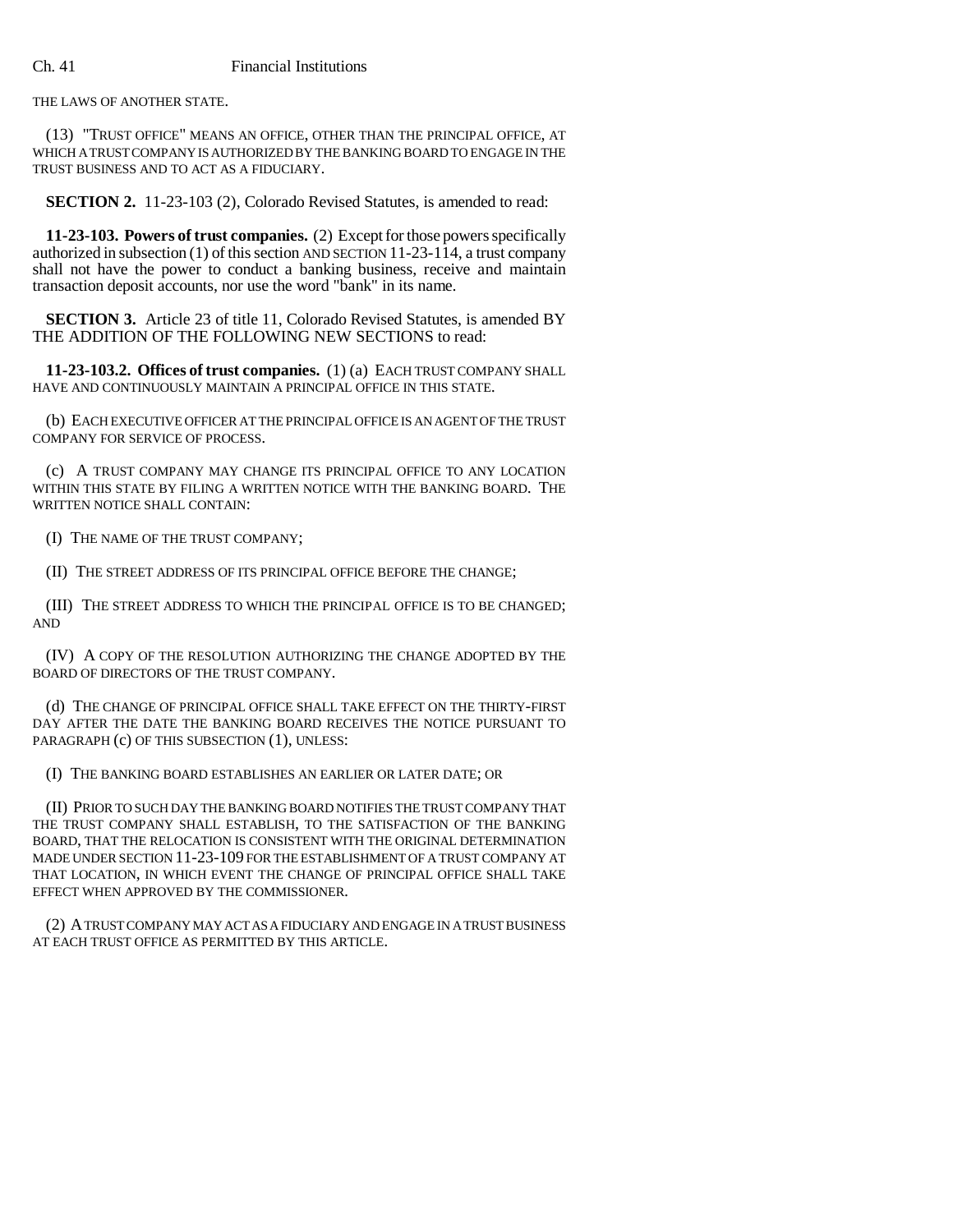THE LAWS OF ANOTHER STATE.

(13) "TRUST OFFICE" MEANS AN OFFICE, OTHER THAN THE PRINCIPAL OFFICE, AT WHICH A TRUST COMPANY IS AUTHORIZED BY THE BANKING BOARD TO ENGAGE IN THE TRUST BUSINESS AND TO ACT AS A FIDUCIARY.

**SECTION 2.** 11-23-103 (2), Colorado Revised Statutes, is amended to read:

**11-23-103. Powers of trust companies.** (2) Except for those powers specifically authorized in subsection (1) of this section AND SECTION 11-23-114, a trust company shall not have the power to conduct a banking business, receive and maintain transaction deposit accounts, nor use the word "bank" in its name.

**SECTION 3.** Article 23 of title 11, Colorado Revised Statutes, is amended BY THE ADDITION OF THE FOLLOWING NEW SECTIONS to read:

**11-23-103.2. Offices of trust companies.** (1) (a) EACH TRUST COMPANY SHALL HAVE AND CONTINUOUSLY MAINTAIN A PRINCIPAL OFFICE IN THIS STATE.

(b) EACH EXECUTIVE OFFICER AT THE PRINCIPAL OFFICE IS AN AGENT OF THE TRUST COMPANY FOR SERVICE OF PROCESS.

(c) A TRUST COMPANY MAY CHANGE ITS PRINCIPAL OFFICE TO ANY LOCATION WITHIN THIS STATE BY FILING A WRITTEN NOTICE WITH THE BANKING BOARD. THE WRITTEN NOTICE SHALL CONTAIN:

(I) THE NAME OF THE TRUST COMPANY;

(II) THE STREET ADDRESS OF ITS PRINCIPAL OFFICE BEFORE THE CHANGE;

(III) THE STREET ADDRESS TO WHICH THE PRINCIPAL OFFICE IS TO BE CHANGED; AND

(IV) A COPY OF THE RESOLUTION AUTHORIZING THE CHANGE ADOPTED BY THE BOARD OF DIRECTORS OF THE TRUST COMPANY.

(d) THE CHANGE OF PRINCIPAL OFFICE SHALL TAKE EFFECT ON THE THIRTY-FIRST DAY AFTER THE DATE THE BANKING BOARD RECEIVES THE NOTICE PURSUANT TO PARAGRAPH (c) OF THIS SUBSECTION (1), UNLESS:

(I) THE BANKING BOARD ESTABLISHES AN EARLIER OR LATER DATE; OR

(II) PRIOR TO SUCH DAY THE BANKING BOARD NOTIFIES THE TRUST COMPANY THAT THE TRUST COMPANY SHALL ESTABLISH, TO THE SATISFACTION OF THE BANKING BOARD, THAT THE RELOCATION IS CONSISTENT WITH THE ORIGINAL DETERMINATION MADE UNDER SECTION 11-23-109 FOR THE ESTABLISHMENT OF A TRUST COMPANY AT THAT LOCATION, IN WHICH EVENT THE CHANGE OF PRINCIPAL OFFICE SHALL TAKE EFFECT WHEN APPROVED BY THE COMMISSIONER.

(2) A TRUST COMPANY MAY ACT AS A FIDUCIARY AND ENGAGE IN A TRUST BUSINESS AT EACH TRUST OFFICE AS PERMITTED BY THIS ARTICLE.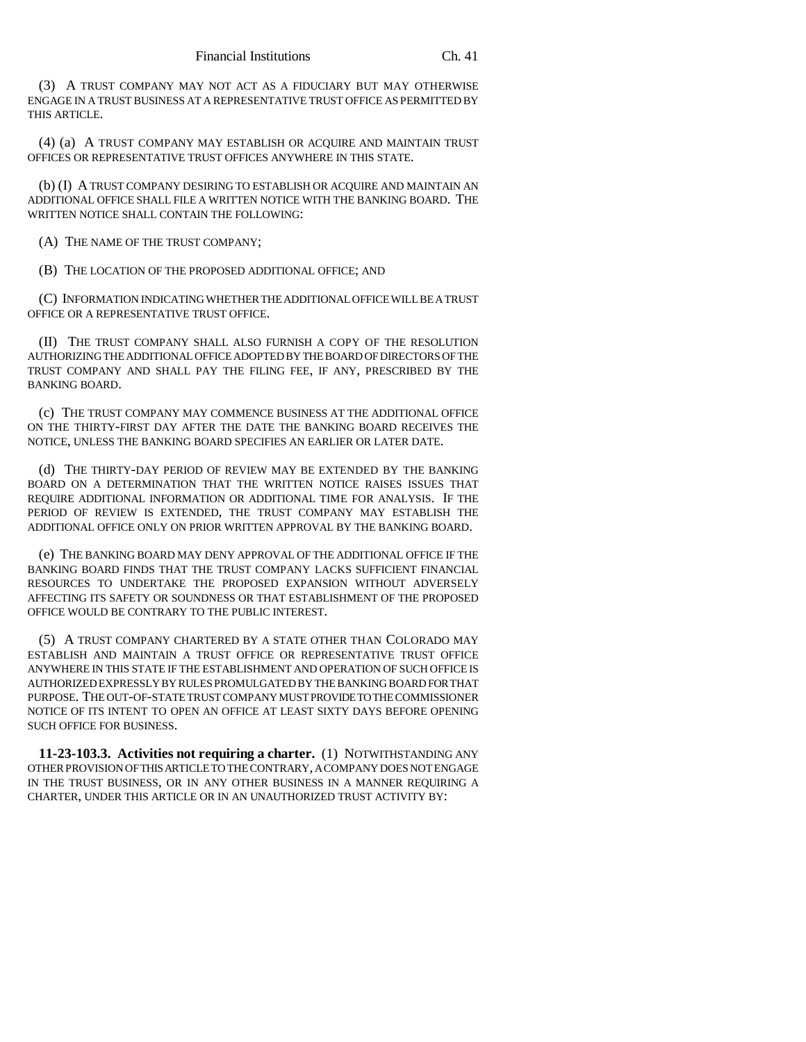(3) A TRUST COMPANY MAY NOT ACT AS A FIDUCIARY BUT MAY OTHERWISE ENGAGE IN A TRUST BUSINESS AT A REPRESENTATIVE TRUST OFFICE AS PERMITTED BY THIS ARTICLE.

(4) (a) A TRUST COMPANY MAY ESTABLISH OR ACQUIRE AND MAINTAIN TRUST OFFICES OR REPRESENTATIVE TRUST OFFICES ANYWHERE IN THIS STATE.

(b) (I) A TRUST COMPANY DESIRING TO ESTABLISH OR ACQUIRE AND MAINTAIN AN ADDITIONAL OFFICE SHALL FILE A WRITTEN NOTICE WITH THE BANKING BOARD. THE WRITTEN NOTICE SHALL CONTAIN THE FOLLOWING:

(A) THE NAME OF THE TRUST COMPANY;

(B) THE LOCATION OF THE PROPOSED ADDITIONAL OFFICE; AND

(C) INFORMATION INDICATING WHETHER THE ADDITIONAL OFFICE WILL BE A TRUST OFFICE OR A REPRESENTATIVE TRUST OFFICE.

(II) THE TRUST COMPANY SHALL ALSO FURNISH A COPY OF THE RESOLUTION AUTHORIZING THE ADDITIONAL OFFICE ADOPTED BY THE BOARD OF DIRECTORS OF THE TRUST COMPANY AND SHALL PAY THE FILING FEE, IF ANY, PRESCRIBED BY THE BANKING BOARD.

(c) THE TRUST COMPANY MAY COMMENCE BUSINESS AT THE ADDITIONAL OFFICE ON THE THIRTY-FIRST DAY AFTER THE DATE THE BANKING BOARD RECEIVES THE NOTICE, UNLESS THE BANKING BOARD SPECIFIES AN EARLIER OR LATER DATE.

(d) THE THIRTY-DAY PERIOD OF REVIEW MAY BE EXTENDED BY THE BANKING BOARD ON A DETERMINATION THAT THE WRITTEN NOTICE RAISES ISSUES THAT REQUIRE ADDITIONAL INFORMATION OR ADDITIONAL TIME FOR ANALYSIS. IF THE PERIOD OF REVIEW IS EXTENDED, THE TRUST COMPANY MAY ESTABLISH THE ADDITIONAL OFFICE ONLY ON PRIOR WRITTEN APPROVAL BY THE BANKING BOARD.

(e) THE BANKING BOARD MAY DENY APPROVAL OF THE ADDITIONAL OFFICE IF THE BANKING BOARD FINDS THAT THE TRUST COMPANY LACKS SUFFICIENT FINANCIAL RESOURCES TO UNDERTAKE THE PROPOSED EXPANSION WITHOUT ADVERSELY AFFECTING ITS SAFETY OR SOUNDNESS OR THAT ESTABLISHMENT OF THE PROPOSED OFFICE WOULD BE CONTRARY TO THE PUBLIC INTEREST.

(5) A TRUST COMPANY CHARTERED BY A STATE OTHER THAN COLORADO MAY ESTABLISH AND MAINTAIN A TRUST OFFICE OR REPRESENTATIVE TRUST OFFICE ANYWHERE IN THIS STATE IF THE ESTABLISHMENT AND OPERATION OF SUCH OFFICE IS AUTHORIZED EXPRESSLY BY RULES PROMULGATED BY THE BANKING BOARD FOR THAT PURPOSE. THE OUT-OF-STATE TRUST COMPANY MUST PROVIDE TO THE COMMISSIONER NOTICE OF ITS INTENT TO OPEN AN OFFICE AT LEAST SIXTY DAYS BEFORE OPENING SUCH OFFICE FOR BUSINESS.

**11-23-103.3. Activities not requiring a charter.** (1) NOTWITHSTANDING ANY OTHER PROVISION OF THIS ARTICLE TO THE CONTRARY, A COMPANY DOES NOT ENGAGE IN THE TRUST BUSINESS, OR IN ANY OTHER BUSINESS IN A MANNER REQUIRING A CHARTER, UNDER THIS ARTICLE OR IN AN UNAUTHORIZED TRUST ACTIVITY BY: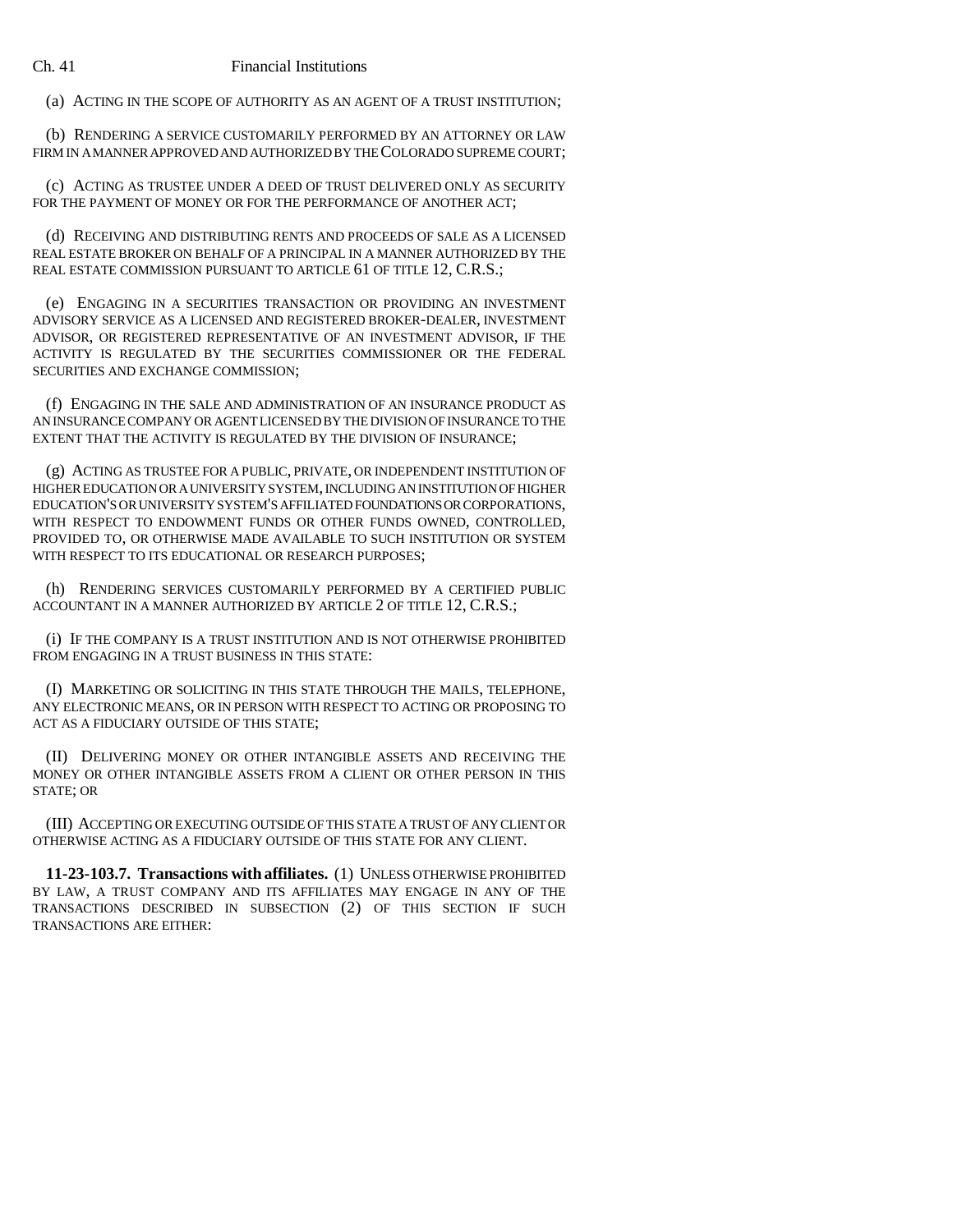(a) ACTING IN THE SCOPE OF AUTHORITY AS AN AGENT OF A TRUST INSTITUTION;

(b) RENDERING A SERVICE CUSTOMARILY PERFORMED BY AN ATTORNEY OR LAW FIRM IN A MANNER APPROVED AND AUTHORIZED BY THE COLORADO SUPREME COURT;

(c) ACTING AS TRUSTEE UNDER A DEED OF TRUST DELIVERED ONLY AS SECURITY FOR THE PAYMENT OF MONEY OR FOR THE PERFORMANCE OF ANOTHER ACT;

(d) RECEIVING AND DISTRIBUTING RENTS AND PROCEEDS OF SALE AS A LICENSED REAL ESTATE BROKER ON BEHALF OF A PRINCIPAL IN A MANNER AUTHORIZED BY THE REAL ESTATE COMMISSION PURSUANT TO ARTICLE 61 OF TITLE 12, C.R.S.;

(e) ENGAGING IN A SECURITIES TRANSACTION OR PROVIDING AN INVESTMENT ADVISORY SERVICE AS A LICENSED AND REGISTERED BROKER-DEALER, INVESTMENT ADVISOR, OR REGISTERED REPRESENTATIVE OF AN INVESTMENT ADVISOR, IF THE ACTIVITY IS REGULATED BY THE SECURITIES COMMISSIONER OR THE FEDERAL SECURITIES AND EXCHANGE COMMISSION;

(f) ENGAGING IN THE SALE AND ADMINISTRATION OF AN INSURANCE PRODUCT AS AN INSURANCE COMPANY OR AGENT LICENSED BY THE DIVISION OF INSURANCE TO THE EXTENT THAT THE ACTIVITY IS REGULATED BY THE DIVISION OF INSURANCE;

(g) ACTING AS TRUSTEE FOR A PUBLIC, PRIVATE, OR INDEPENDENT INSTITUTION OF HIGHER EDUCATION OR A UNIVERSITY SYSTEM, INCLUDING AN INSTITUTION OF HIGHER EDUCATION'S OR UNIVERSITY SYSTEM'S AFFILIATED FOUNDATIONS OR CORPORATIONS, WITH RESPECT TO ENDOWMENT FUNDS OR OTHER FUNDS OWNED, CONTROLLED, PROVIDED TO, OR OTHERWISE MADE AVAILABLE TO SUCH INSTITUTION OR SYSTEM WITH RESPECT TO ITS EDUCATIONAL OR RESEARCH PURPOSES;

(h) RENDERING SERVICES CUSTOMARILY PERFORMED BY A CERTIFIED PUBLIC ACCOUNTANT IN A MANNER AUTHORIZED BY ARTICLE 2 OF TITLE 12, C.R.S.;

(i) IF THE COMPANY IS A TRUST INSTITUTION AND IS NOT OTHERWISE PROHIBITED FROM ENGAGING IN A TRUST BUSINESS IN THIS STATE:

(I) MARKETING OR SOLICITING IN THIS STATE THROUGH THE MAILS, TELEPHONE, ANY ELECTRONIC MEANS, OR IN PERSON WITH RESPECT TO ACTING OR PROPOSING TO ACT AS A FIDUCIARY OUTSIDE OF THIS STATE;

(II) DELIVERING MONEY OR OTHER INTANGIBLE ASSETS AND RECEIVING THE MONEY OR OTHER INTANGIBLE ASSETS FROM A CLIENT OR OTHER PERSON IN THIS STATE; OR

(III) ACCEPTING OR EXECUTING OUTSIDE OF THIS STATE A TRUST OF ANY CLIENT OR OTHERWISE ACTING AS A FIDUCIARY OUTSIDE OF THIS STATE FOR ANY CLIENT.

**11-23-103.7. Transactions with affiliates.** (1) UNLESS OTHERWISE PROHIBITED BY LAW, A TRUST COMPANY AND ITS AFFILIATES MAY ENGAGE IN ANY OF THE TRANSACTIONS DESCRIBED IN SUBSECTION (2) OF THIS SECTION IF SUCH TRANSACTIONS ARE EITHER: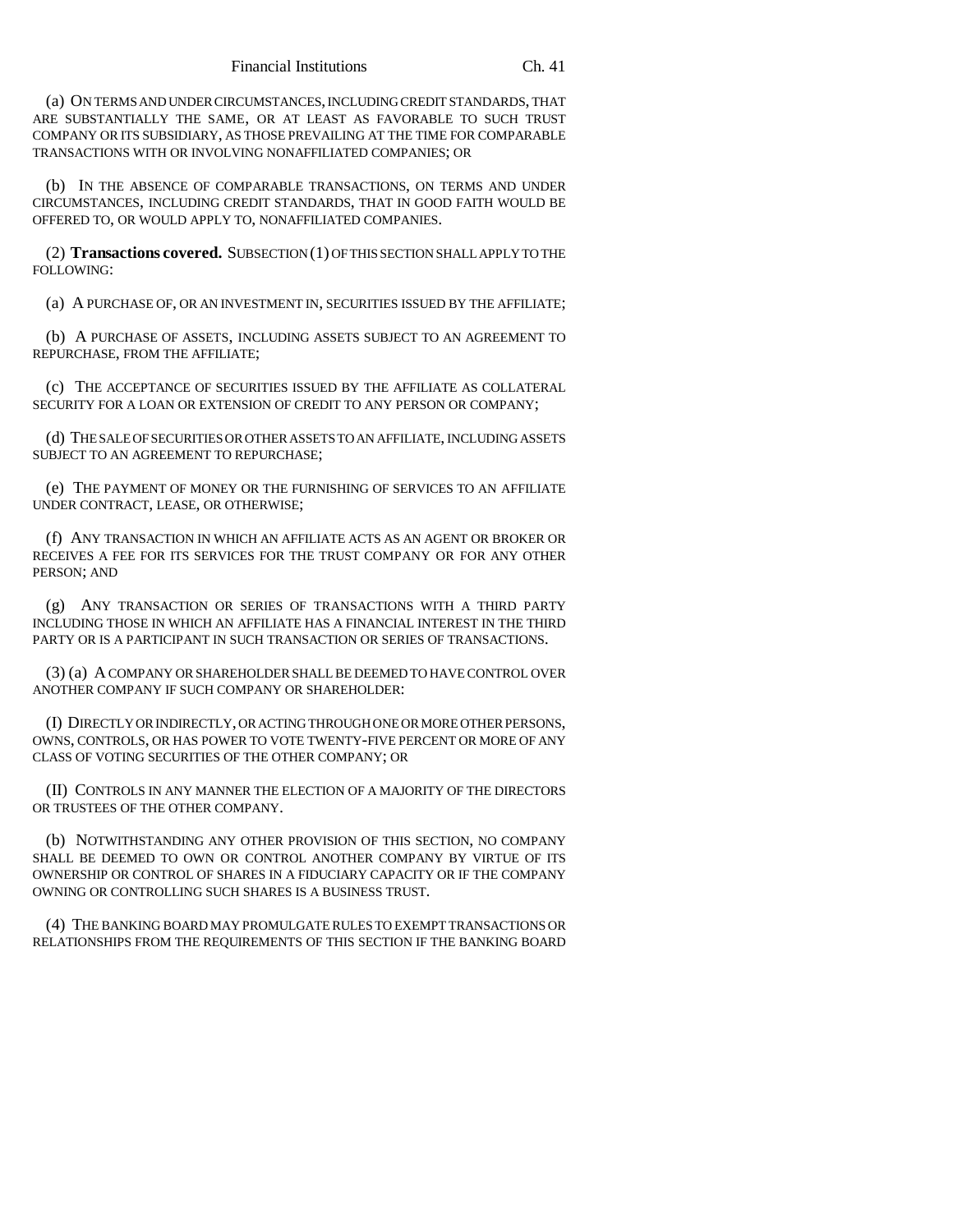(a) ON TERMS AND UNDER CIRCUMSTANCES, INCLUDING CREDIT STANDARDS, THAT ARE SUBSTANTIALLY THE SAME, OR AT LEAST AS FAVORABLE TO SUCH TRUST COMPANY OR ITS SUBSIDIARY, AS THOSE PREVAILING AT THE TIME FOR COMPARABLE TRANSACTIONS WITH OR INVOLVING NONAFFILIATED COMPANIES; OR

(b) IN THE ABSENCE OF COMPARABLE TRANSACTIONS, ON TERMS AND UNDER CIRCUMSTANCES, INCLUDING CREDIT STANDARDS, THAT IN GOOD FAITH WOULD BE OFFERED TO, OR WOULD APPLY TO, NONAFFILIATED COMPANIES.

(2) **Transactions covered.** SUBSECTION (1) OF THIS SECTION SHALL APPLY TO THE FOLLOWING:

(a) A PURCHASE OF, OR AN INVESTMENT IN, SECURITIES ISSUED BY THE AFFILIATE;

(b) A PURCHASE OF ASSETS, INCLUDING ASSETS SUBJECT TO AN AGREEMENT TO REPURCHASE, FROM THE AFFILIATE;

(c) THE ACCEPTANCE OF SECURITIES ISSUED BY THE AFFILIATE AS COLLATERAL SECURITY FOR A LOAN OR EXTENSION OF CREDIT TO ANY PERSON OR COMPANY;

(d) THE SALE OF SECURITIES OR OTHER ASSETS TO AN AFFILIATE, INCLUDING ASSETS SUBJECT TO AN AGREEMENT TO REPURCHASE;

(e) THE PAYMENT OF MONEY OR THE FURNISHING OF SERVICES TO AN AFFILIATE UNDER CONTRACT, LEASE, OR OTHERWISE;

(f) ANY TRANSACTION IN WHICH AN AFFILIATE ACTS AS AN AGENT OR BROKER OR RECEIVES A FEE FOR ITS SERVICES FOR THE TRUST COMPANY OR FOR ANY OTHER PERSON; AND

(g) ANY TRANSACTION OR SERIES OF TRANSACTIONS WITH A THIRD PARTY INCLUDING THOSE IN WHICH AN AFFILIATE HAS A FINANCIAL INTEREST IN THE THIRD PARTY OR IS A PARTICIPANT IN SUCH TRANSACTION OR SERIES OF TRANSACTIONS.

(3) (a) A COMPANY OR SHAREHOLDER SHALL BE DEEMED TO HAVE CONTROL OVER ANOTHER COMPANY IF SUCH COMPANY OR SHAREHOLDER:

(I) DIRECTLY OR INDIRECTLY, OR ACTING THROUGH ONE OR MORE OTHER PERSONS, OWNS, CONTROLS, OR HAS POWER TO VOTE TWENTY-FIVE PERCENT OR MORE OF ANY CLASS OF VOTING SECURITIES OF THE OTHER COMPANY; OR

(II) CONTROLS IN ANY MANNER THE ELECTION OF A MAJORITY OF THE DIRECTORS OR TRUSTEES OF THE OTHER COMPANY.

(b) NOTWITHSTANDING ANY OTHER PROVISION OF THIS SECTION, NO COMPANY SHALL BE DEEMED TO OWN OR CONTROL ANOTHER COMPANY BY VIRTUE OF ITS OWNERSHIP OR CONTROL OF SHARES IN A FIDUCIARY CAPACITY OR IF THE COMPANY OWNING OR CONTROLLING SUCH SHARES IS A BUSINESS TRUST.

(4) THE BANKING BOARD MAY PROMULGATE RULES TO EXEMPT TRANSACTIONS OR RELATIONSHIPS FROM THE REQUIREMENTS OF THIS SECTION IF THE BANKING BOARD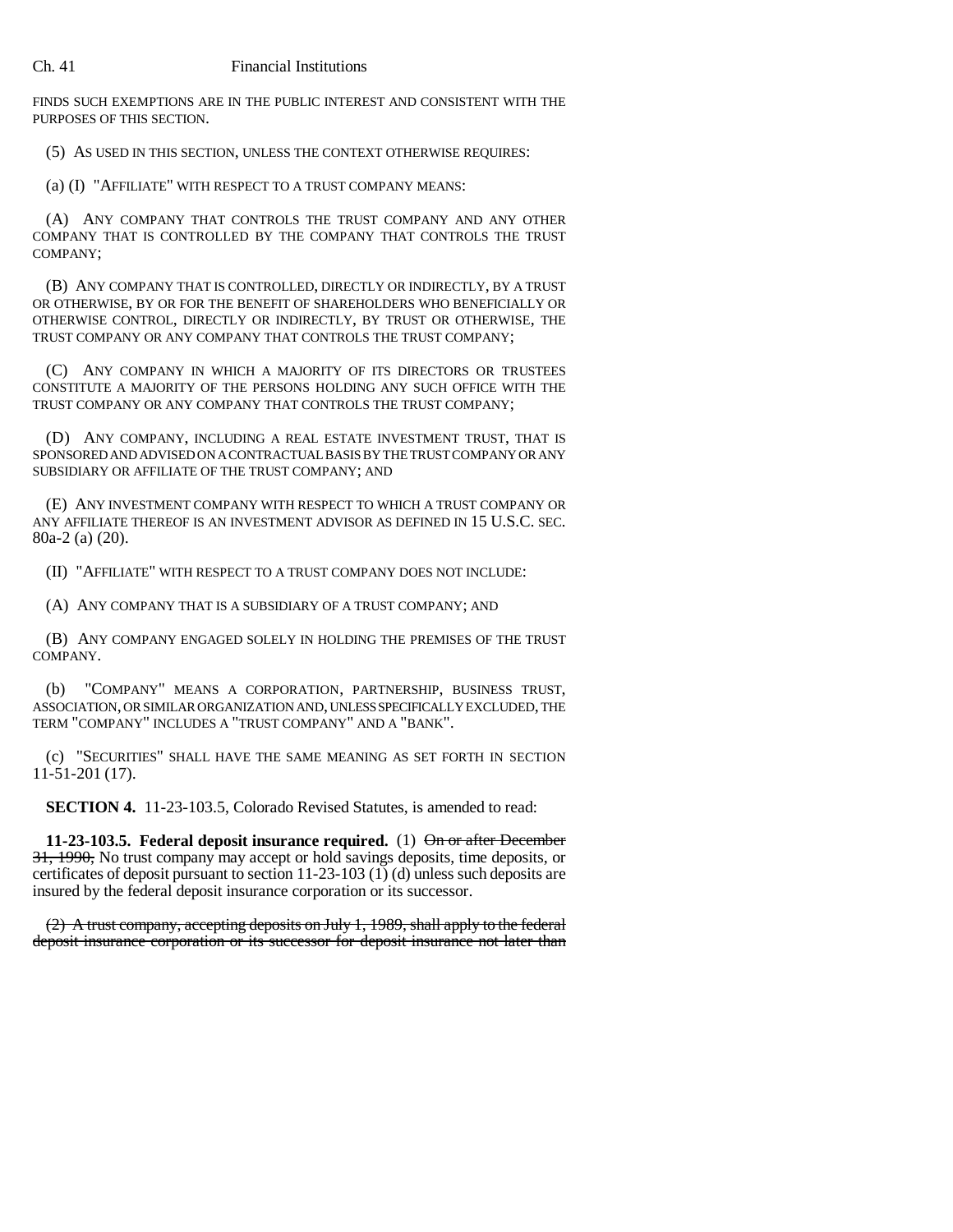FINDS SUCH EXEMPTIONS ARE IN THE PUBLIC INTEREST AND CONSISTENT WITH THE PURPOSES OF THIS SECTION.

(5) AS USED IN THIS SECTION, UNLESS THE CONTEXT OTHERWISE REQUIRES:

(a) (I) "AFFILIATE" WITH RESPECT TO A TRUST COMPANY MEANS:

(A) ANY COMPANY THAT CONTROLS THE TRUST COMPANY AND ANY OTHER COMPANY THAT IS CONTROLLED BY THE COMPANY THAT CONTROLS THE TRUST COMPANY;

(B) ANY COMPANY THAT IS CONTROLLED, DIRECTLY OR INDIRECTLY, BY A TRUST OR OTHERWISE, BY OR FOR THE BENEFIT OF SHAREHOLDERS WHO BENEFICIALLY OR OTHERWISE CONTROL, DIRECTLY OR INDIRECTLY, BY TRUST OR OTHERWISE, THE TRUST COMPANY OR ANY COMPANY THAT CONTROLS THE TRUST COMPANY;

(C) ANY COMPANY IN WHICH A MAJORITY OF ITS DIRECTORS OR TRUSTEES CONSTITUTE A MAJORITY OF THE PERSONS HOLDING ANY SUCH OFFICE WITH THE TRUST COMPANY OR ANY COMPANY THAT CONTROLS THE TRUST COMPANY;

(D) ANY COMPANY, INCLUDING A REAL ESTATE INVESTMENT TRUST, THAT IS SPONSORED AND ADVISED ON A CONTRACTUAL BASIS BY THE TRUST COMPANY OR ANY SUBSIDIARY OR AFFILIATE OF THE TRUST COMPANY; AND

(E) ANY INVESTMENT COMPANY WITH RESPECT TO WHICH A TRUST COMPANY OR ANY AFFILIATE THEREOF IS AN INVESTMENT ADVISOR AS DEFINED IN 15 U.S.C. SEC. 80a-2 (a) (20).

(II) "AFFILIATE" WITH RESPECT TO A TRUST COMPANY DOES NOT INCLUDE:

(A) ANY COMPANY THAT IS A SUBSIDIARY OF A TRUST COMPANY; AND

(B) ANY COMPANY ENGAGED SOLELY IN HOLDING THE PREMISES OF THE TRUST COMPANY.

(b) "COMPANY" MEANS A CORPORATION, PARTNERSHIP, BUSINESS TRUST, ASSOCIATION, OR SIMILAR ORGANIZATION AND, UNLESS SPECIFICALLY EXCLUDED, THE TERM "COMPANY" INCLUDES A "TRUST COMPANY" AND A "BANK".

(c) "SECURITIES" SHALL HAVE THE SAME MEANING AS SET FORTH IN SECTION 11-51-201 (17).

**SECTION 4.** 11-23-103.5, Colorado Revised Statutes, is amended to read:

**11-23-103.5. Federal deposit insurance required.** (1) ~~On or after December 31, 1990,~~ No trust company may accept or hold savings deposits, time deposits, or certificates of deposit pursuant to section 11-23-103 (1) (d) unless such deposits are insured by the federal deposit insurance corporation or its successor.

~~(2) A trust company, accepting deposits on July 1, 1989, shall apply to the federal deposit insurance corporation or its successor for deposit insurance not later than~~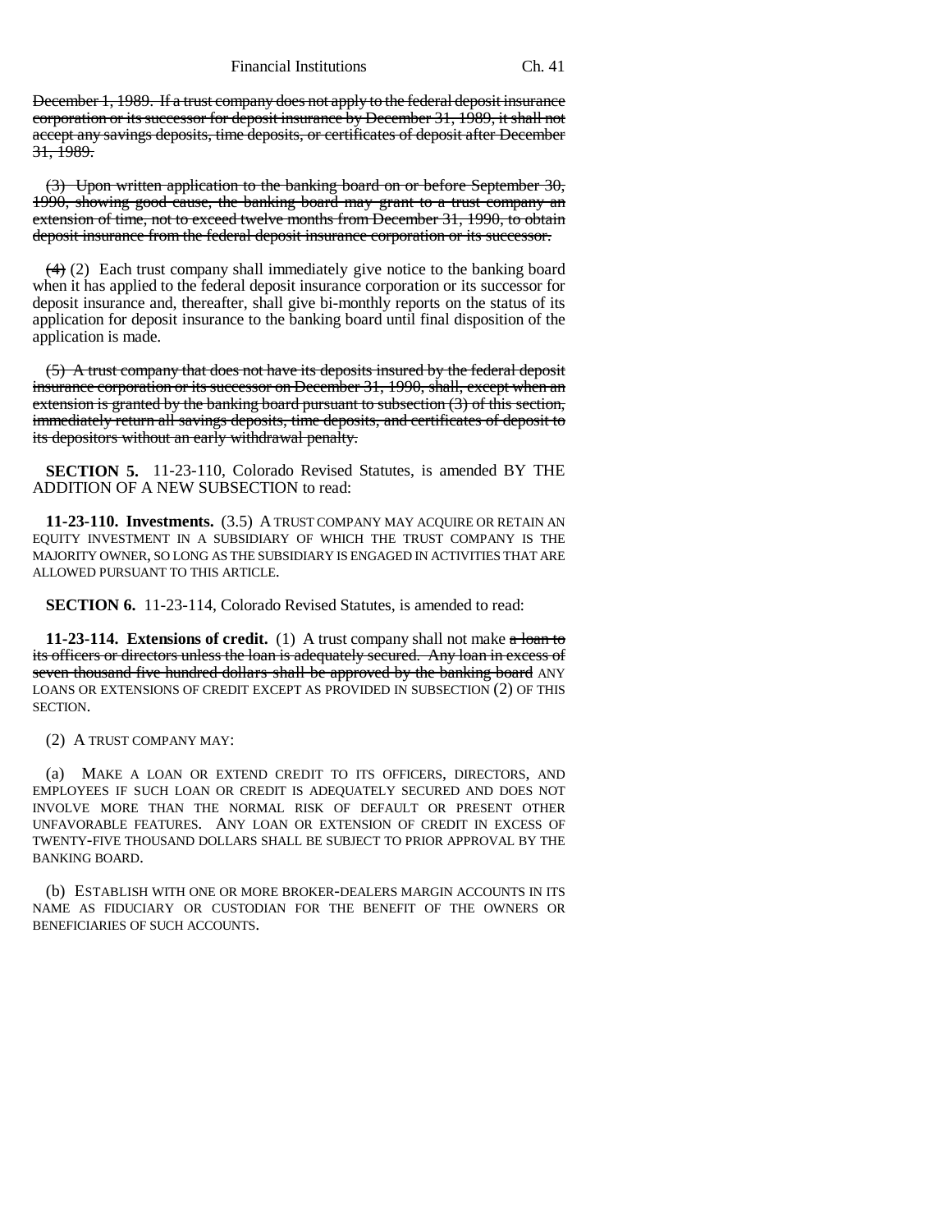December 1, 1989. If a trust company does not apply to the federal deposit insurance corporation or its successor for deposit insurance by December 31, 1989, it shall not accept any savings deposits, time deposits, or certificates of deposit after December 31, 1989.

(3) Upon written application to the banking board on or before September 30, 1990, showing good cause, the banking board may grant to a trust company an extension of time, not to exceed twelve months from December 31, 1990, to obtain deposit insurance from the federal deposit insurance corporation or its successor.

(4) (2) Each trust company shall immediately give notice to the banking board when it has applied to the federal deposit insurance corporation or its successor for deposit insurance and, thereafter, shall give bi-monthly reports on the status of its application for deposit insurance to the banking board until final disposition of the application is made.

(5) A trust company that does not have its deposits insured by the federal deposit insurance corporation or its successor on December 31, 1990, shall, except when an extension is granted by the banking board pursuant to subsection (3) of this section, immediately return all savings deposits, time deposits, and certificates of deposit to its depositors without an early withdrawal penalty.

**SECTION 5.** 11-23-110, Colorado Revised Statutes, is amended BY THE ADDITION OF A NEW SUBSECTION to read:

**11-23-110. Investments.** (3.5) A TRUST COMPANY MAY ACQUIRE OR RETAIN AN EQUITY INVESTMENT IN A SUBSIDIARY OF WHICH THE TRUST COMPANY IS THE MAJORITY OWNER, SO LONG AS THE SUBSIDIARY IS ENGAGED IN ACTIVITIES THAT ARE ALLOWED PURSUANT TO THIS ARTICLE.

**SECTION 6.** 11-23-114, Colorado Revised Statutes, is amended to read:

**11-23-114. Extensions of credit.** (1) A trust company shall not make a loan to its officers or directors unless the loan is adequately secured. Any loan in excess of seven thousand five hundred dollars shall be approved by the banking board ANY LOANS OR EXTENSIONS OF CREDIT EXCEPT AS PROVIDED IN SUBSECTION (2) OF THIS SECTION.

(2) A TRUST COMPANY MAY:

(a) MAKE A LOAN OR EXTEND CREDIT TO ITS OFFICERS, DIRECTORS, AND EMPLOYEES IF SUCH LOAN OR CREDIT IS ADEQUATELY SECURED AND DOES NOT INVOLVE MORE THAN THE NORMAL RISK OF DEFAULT OR PRESENT OTHER UNFAVORABLE FEATURES. ANY LOAN OR EXTENSION OF CREDIT IN EXCESS OF TWENTY-FIVE THOUSAND DOLLARS SHALL BE SUBJECT TO PRIOR APPROVAL BY THE BANKING BOARD.

(b) ESTABLISH WITH ONE OR MORE BROKER-DEALERS MARGIN ACCOUNTS IN ITS NAME AS FIDUCIARY OR CUSTODIAN FOR THE BENEFIT OF THE OWNERS OR BENEFICIARIES OF SUCH ACCOUNTS.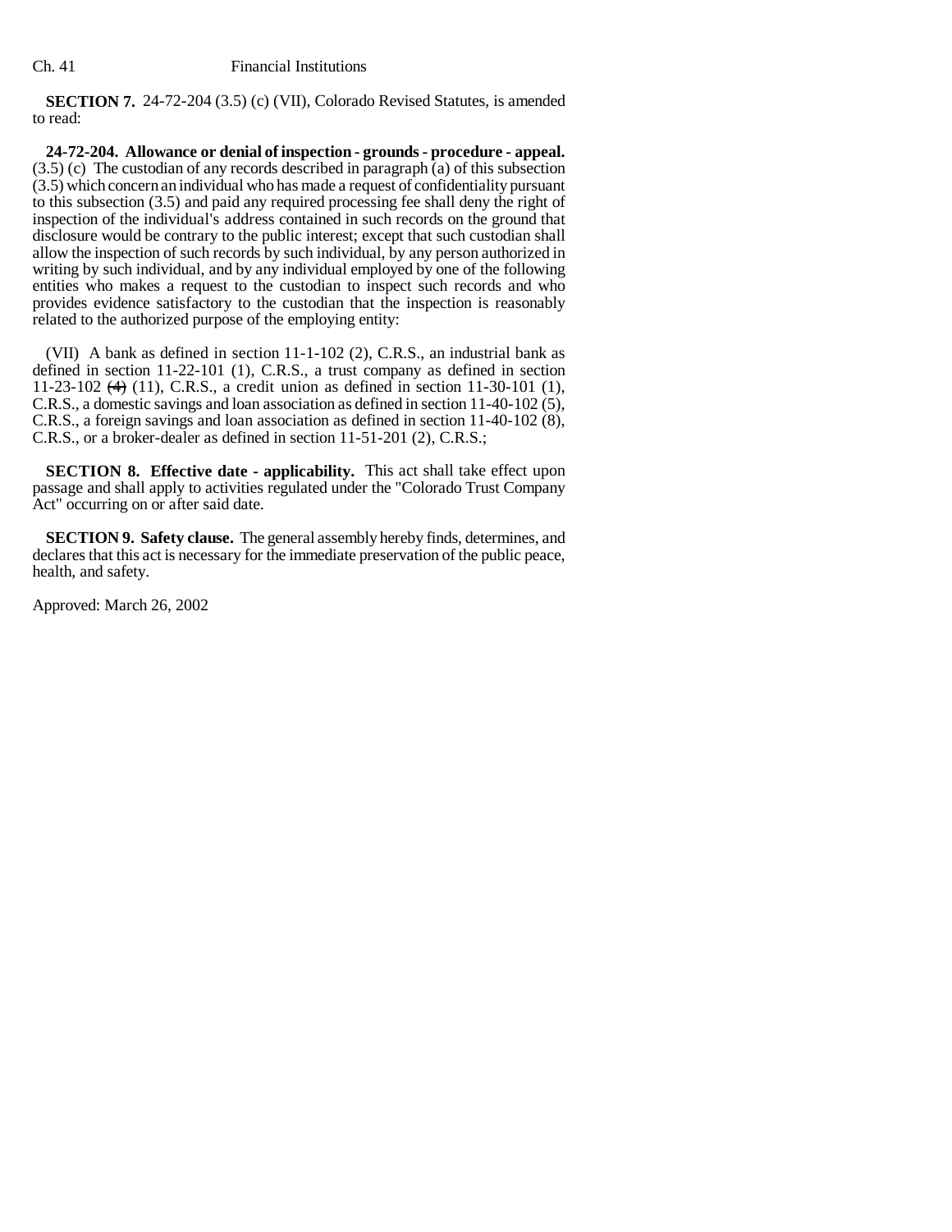**SECTION 7.** 24-72-204 (3.5) (c) (VII), Colorado Revised Statutes, is amended to read:

**24-72-204. Allowance or denial of inspection - grounds - procedure - appeal.** (3.5) (c) The custodian of any records described in paragraph (a) of this subsection (3.5) which concern an individual who has made a request of confidentiality pursuant to this subsection (3.5) and paid any required processing fee shall deny the right of inspection of the individual's address contained in such records on the ground that disclosure would be contrary to the public interest; except that such custodian shall allow the inspection of such records by such individual, by any person authorized in writing by such individual, and by any individual employed by one of the following entities who makes a request to the custodian to inspect such records and who provides evidence satisfactory to the custodian that the inspection is reasonably related to the authorized purpose of the employing entity:

(VII) A bank as defined in section 11-1-102 (2), C.R.S., an industrial bank as defined in section 11-22-101 (1), C.R.S., a trust company as defined in section 11-23-102 ~~(4)~~ (11), C.R.S., a credit union as defined in section 11-30-101 (1), C.R.S., a domestic savings and loan association as defined in section 11-40-102 (5), C.R.S., a foreign savings and loan association as defined in section 11-40-102 (8), C.R.S., or a broker-dealer as defined in section 11-51-201 (2), C.R.S.;

**SECTION 8. Effective date - applicability.** This act shall take effect upon passage and shall apply to activities regulated under the "Colorado Trust Company Act" occurring on or after said date.

**SECTION 9. Safety clause.** The general assembly hereby finds, determines, and declares that this act is necessary for the immediate preservation of the public peace, health, and safety.

Approved: March 26, 2002